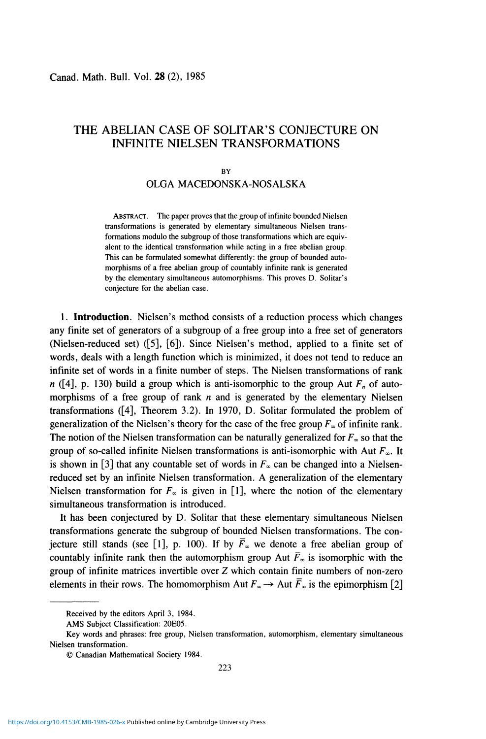# THE ABELIAN CASE OF SOLITAR'S CONJECTURE ON INFINITE NIELSEN TRANSFORMATIONS

BY

OLGA MACEDONSKA-NOSALSKA

ABSTRACT. The paper proves that the group of infinite bounded Nielsen transformations is generated by elementary simultaneous Nielsen transformations modulo the subgroup of those transformations which are equivalent to the identical transformation while acting in a free abelian group. This can be formulated somewhat differently: the group of bounded automorphisms of a free abelian group of countably infinite rank is generated by the elementary simultaneous automorphisms. This proves D. Solitar's conjecture for the abelian case.

1. **Introduction**. Nielsen's method consists of a reduction process which changes any finite set of generators of a subgroup of a free group into a free set of generators (Nielsen-reduced set) ([5], [6]). Since Nielsen's method, applied to a finite set of words, deals with a length function which is minimized, it does not tend to reduce an infinite set of words in a finite number of steps. The Nielsen transformations of rank $n$ ([4], p. 130) build a group which is anti-isomorphic to the group Aut $F_n$ of automorphisms of a free group of rank $n$ and is generated by the elementary Nielsen transformations ([4], Theorem 3.2). In 1970, D. Solitar formulated the problem of generalization of the Nielsen's theory for the case of the free group $F_\infty$ of infinite rank. The notion of the Nielsen transformation can be naturally generalized for $F_\infty$ so that the group of so-called infinite Nielsen transformations is anti-isomorphic with Aut $F_\infty$. It is shown in [3] that any countable set of words in $F_\infty$ can be changed into a Nielsen-reduced set by an infinite Nielsen transformation. A generalization of the elementary Nielsen transformation for $F_\infty$ is given in [1], where the notion of the elementary simultaneous transformation is introduced.

It has been conjectured by D. Solitar that these elementary simultaneous Nielsen transformations generate the subgroup of bounded Nielsen transformations. The conjecture still stands (see [1], p. 100). If by $\bar{F}_\infty$ we denote a free abelian group of countably infinite rank then the automorphism group Aut $\bar{F}_\infty$ is isomorphic with the group of infinite matrices invertible over $Z$ which contain finite numbers of non-zero elements in their rows. The homomorphism Aut $F_\infty \rightarrow$ Aut $\bar{F}_\infty$ is the epimorphism [2]

---

Received by the editors April 3, 1984.

AMS Subject Classification: 20E05.

Key words and phrases: free group, Nielsen transformation, automorphism, elementary simultaneous Nielsen transformation.

© Canadian Mathematical Society 1984.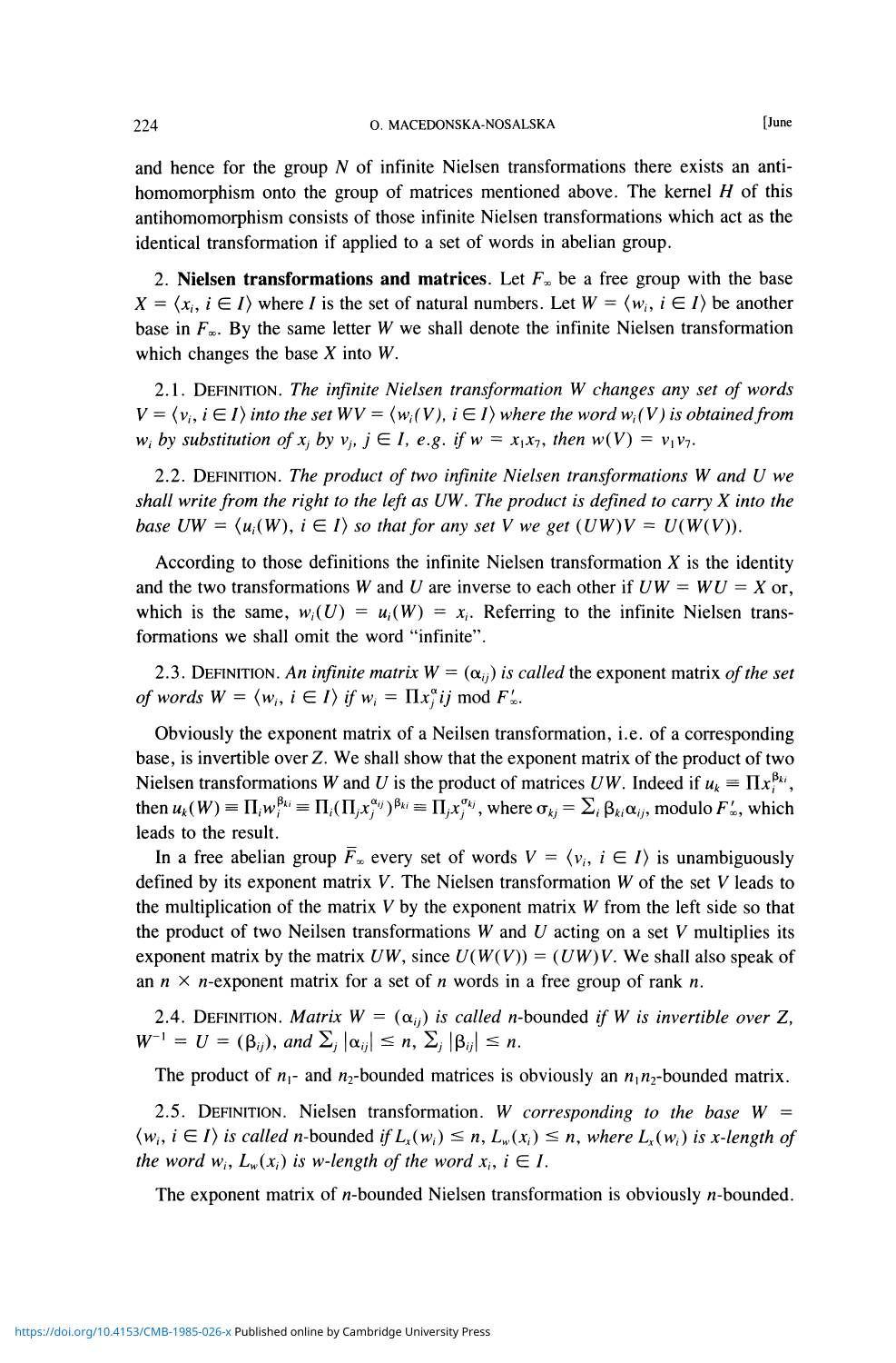and hence for the group $N$ of infinite Nielsen transformations there exists an antihomomorphism onto the group of matrices mentioned above. The kernel $H$ of this antihomomorphism consists of those infinite Nielsen transformations which act as the identical transformation if applied to a set of words in abelian group.

2. **Nielsen transformations and matrices**. Let $F_\infty$ be a free group with the base $X = \langle x_i, i \in I\rangle$ where $I$ is the set of natural numbers. Let $W = \langle w_i, i \in I\rangle$ be another base in $F_\infty$. By the same letter $W$ we shall denote the infinite Nielsen transformation which changes the base $X$ into $W$.

2.1. DEFINITION. *The infinite Nielsen transformation $W$ changes any set of words $V = \langle v_i, i \in I\rangle$ into the set $WV = \langle w_i(V), i \in I\rangle$ where the word $w_i(V)$ is obtained from $w_i$ by substitution of $x_j$ by $v_j$, $j \in I$, e.g. if $w = x_1x_7$, then $w(V) = v_1v_7$.*

2.2. DEFINITION. *The product of two infinite Nielsen transformations $W$ and $U$ we shall write from the right to the left as $UW$. The product is defined to carry $X$ into the base $UW = \langle u_i(W), i \in I\rangle$ so that for any set $V$ we get $(UW)V = U(W(V))$.*

According to those definitions the infinite Nielsen transformation $X$ is the identity and the two transformations $W$ and $U$ are inverse to each other if $UW = WU = X$ or, which is the same, $w_i(U) = u_i(W) = x_i$. Referring to the infinite Nielsen transformations we shall omit the word "infinite".

2.3. DEFINITION. *An infinite matrix $W = (\alpha_{ij})$ is called* the exponent matrix *of the set of words $W = \langle w_i, i \in I\rangle$ if $w_i = \Pi x_j^{\alpha} ij \bmod F'_\infty$.*

Obviously the exponent matrix of a Neilsen transformation, i.e. of a corresponding base, is invertible over $Z$. We shall show that the exponent matrix of the product of two Nielsen transformations $W$ and $U$ is the product of matrices $UW$. Indeed if $u_k \equiv \Pi x_i^{\beta_{ki}}$, then $u_k(W) \equiv \Pi_i w_i^{\beta_{ki}} \equiv \Pi_i(\Pi_j x_j^{\alpha_{ij}})^{\beta_{ki}} \equiv \Pi_j x_j^{\sigma_{kj}}$, where $\sigma_{kj} = \sum_i \beta_{ki}\alpha_{ij}$, modulo $F'_\infty$, which leads to the result.

In a free abelian group $\bar{F}_\infty$ every set of words $V = \langle v_i, i \in I\rangle$ is unambiguously defined by its exponent matrix $V$. The Nielsen transformation $W$ of the set $V$ leads to the multiplication of the matrix $V$ by the exponent matrix $W$ from the left side so that the product of two Neilsen transformations $W$ and $U$ acting on a set $V$ multiplies its exponent matrix by the matrix $UW$, since $U(W(V)) = (UW)V$. We shall also speak of an $n \times n$-exponent matrix for a set of $n$ words in a free group of rank $n$.

2.4. DEFINITION. *Matrix $W = (\alpha_{ij})$ is called* $n$-bounded *if $W$ is invertible over $Z$, $W^{-1} = U = (\beta_{ij})$, and $\sum_j |\alpha_{ij}| \leq n$, $\sum_j |\beta_{ij}| \leq n$.*

The product of $n_1$- and $n_2$-bounded matrices is obviously an $n_1n_2$-bounded matrix.

2.5. DEFINITION. Nielsen transformation. *$W$ corresponding to the base $W = \langle w_i, i \in I\rangle$ is called* $n$-bounded *if $L_x(w_i) \leq n$, $L_w(x_i) \leq n$, where $L_x(w_i)$ is $x$-length of the word $w_i$, $L_w(x_i)$ is $w$-length of the word $x_i$, $i \in I$.*

The exponent matrix of $n$-bounded Nielsen transformation is obviously $n$-bounded.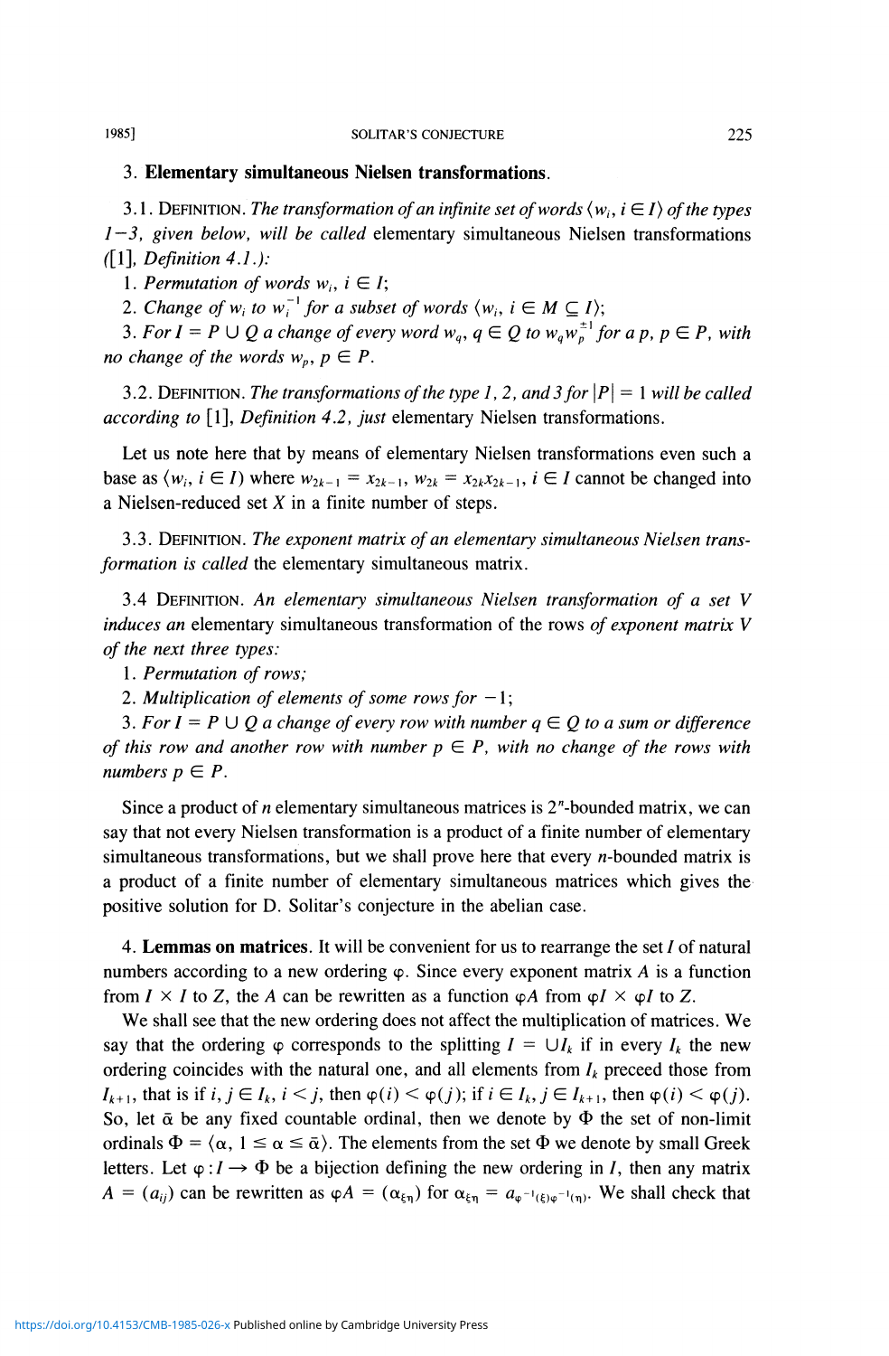## 3. Elementary simultaneous Nielsen transformations.

3.1. DEFINITION. *The transformation of an infinite set of words $\langle w_i, i \in I \rangle$ of the types 1–3, given below, will be called* elementary simultaneous Nielsen transformations *([1], Definition 4.1.):*

1. *Permutation of words $w_i$, $i \in I$;*
2. *Change of $w_i$ to $w_i^{-1}$ for a subset of words $\langle w_i, i \in M \subseteq I \rangle$;*
3. *For $I = P \cup Q$ a change of every word $w_q$, $q \in Q$ to $w_q w_p^{\pm 1}$ for a $p$, $p \in P$, with no change of the words $w_p$, $p \in P$.*

3.2. DEFINITION. *The transformations of the type 1, 2, and 3 for $|P| = 1$ will be called according to* [1], *Definition 4.2, just* elementary Nielsen transformations.

Let us note here that by means of elementary Nielsen transformations even such a base as $\langle w_i, i \in I \rangle$ where $w_{2k-1} = x_{2k-1}$, $w_{2k} = x_{2k}x_{2k-1}$, $i \in I$ cannot be changed into a Nielsen-reduced set $X$ in a finite number of steps.

3.3. DEFINITION. *The exponent matrix of an elementary simultaneous Nielsen transformation is called* the elementary simultaneous matrix.

3.4 DEFINITION. *An elementary simultaneous Nielsen transformation of a set $V$ induces an* elementary simultaneous transformation of the rows *of exponent matrix $V$ of the next three types:*

1. *Permutation of rows;*
2. *Multiplication of elements of some rows for $-1$;*
3. *For $I = P \cup Q$ a change of every row with number $q \in Q$ to a sum or difference of this row and another row with number $p \in P$, with no change of the rows with numbers $p \in P$.*

Since a product of $n$ elementary simultaneous matrices is $2^n$-bounded matrix, we can say that not every Nielsen transformation is a product of a finite number of elementary simultaneous transformations, but we shall prove here that every $n$-bounded matrix is a product of a finite number of elementary simultaneous matrices which gives the positive solution for D. Solitar's conjecture in the abelian case.

## 4. Lemmas on matrices.

It will be convenient for us to rearrange the set $I$ of natural numbers according to a new ordering $\varphi$. Since every exponent matrix $A$ is a function from $I \times I$ to $Z$, the $A$ can be rewritten as a function $\varphi A$ from $\varphi I \times \varphi I$ to $Z$.

We shall see that the new ordering does not affect the multiplication of matrices. We say that the ordering $\varphi$ corresponds to the splitting $I = \cup I_k$ if in every $I_k$ the new ordering coincides with the natural one, and all elements from $I_k$ preceed those from $I_{k+1}$, that is if $i, j \in I_k$, $i < j$, then $\varphi(i) < \varphi(j)$; if $i \in I_k$, $j \in I_{k+1}$, then $\varphi(i) < \varphi(j)$. So, let $\bar{\alpha}$ be any fixed countable ordinal, then we denote by $\Phi$ the set of non-limit ordinals $\Phi = \langle \alpha, 1 \leq \alpha \leq \bar{\alpha} \rangle$. The elements from the set $\Phi$ we denote by small Greek letters. Let $\varphi : I \to \Phi$ be a bijection defining the new ordering in $I$, then any matrix $A = (a_{ij})$ can be rewritten as $\varphi A = (\alpha_{\xi\eta})$ for $\alpha_{\xi\eta} = a_{\varphi^{-1}(\xi)\varphi^{-1}(\eta)}$. We shall check that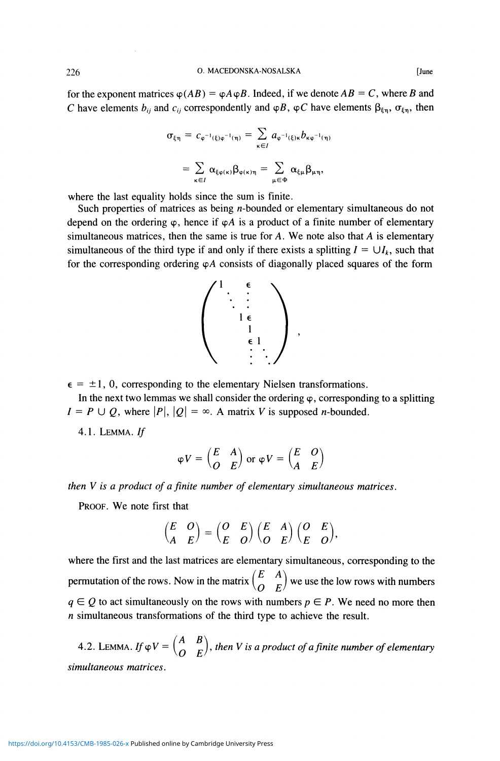for the exponent matrices $\varphi(AB) = \varphi A \varphi B$. Indeed, if we denote $AB = C$, where $B$ and $C$ have elements $b_{ij}$ and $c_{ij}$ correspondently and $\varphi B$, $\varphi C$ have elements $\beta_{\xi\eta}$, $\sigma_{\xi\eta}$, then

$$\sigma_{\xi\eta} = c_{\varphi^{-1}(\xi)\varphi^{-1}(\eta)} = \sum_{\kappa \in I} a_{\varphi^{-1}(\xi)\kappa} b_{\kappa\varphi^{-1}(\eta)}$$

$$= \sum_{\kappa \in I} \alpha_{\xi\varphi(\kappa)} \beta_{\varphi(\kappa)\eta} = \sum_{\mu \in \Phi} \alpha_{\xi\mu} \beta_{\mu\eta},$$

where the last equality holds since the sum is finite.

Such properties of matrices as being $n$-bounded or elementary simultaneous do not depend on the ordering $\varphi$, hence if $\varphi A$ is a product of a finite number of elementary simultaneous matrices, then the same is true for $A$. We note also that $A$ is elementary simultaneous of the third type if and only if there exists a splitting $I = \cup I_k$, such that for the corresponding ordering $\varphi A$ consists of diagonally placed squares of the form

$$\begin{pmatrix} 1 & & & \epsilon & & \\ & \ddots & & \vdots & & \\ & & 1 & \epsilon & & \\ & & & 1 & & \\ & & & \epsilon & 1 & \\ & & & \vdots & & \ddots \end{pmatrix},$$

$\epsilon = \pm 1, 0$, corresponding to the elementary Nielsen transformations.

In the next two lemmas we shall consider the ordering $\varphi$, corresponding to a splitting $I = P \cup Q$, where $|P|, |Q| = \infty$. A matrix $V$ is supposed $n$-bounded.

4.1. LEMMA. *If*

$$\varphi V = \begin{pmatrix} E & A \\ O & E \end{pmatrix} \text{ or } \varphi V = \begin{pmatrix} E & O \\ A & E \end{pmatrix}$$

*then $V$ is a product of a finite number of elementary simultaneous matrices.*

PROOF. We note first that

$$\begin{pmatrix} E & O \\ A & E \end{pmatrix} = \begin{pmatrix} O & E \\ E & O \end{pmatrix} \begin{pmatrix} E & A \\ O & E \end{pmatrix} \begin{pmatrix} O & E \\ E & O \end{pmatrix},$$

where the first and the last matrices are elementary simultaneous, corresponding to the permutation of the rows. Now in the matrix $\begin{pmatrix} E & A \\ O & E \end{pmatrix}$ we use the low rows with numbers $q \in Q$ to act simultaneously on the rows with numbers $p \in P$. We need no more then $n$ simultaneous transformations of the third type to achieve the result.

4.2. LEMMA. *If* $\varphi V = \begin{pmatrix} A & B \\ O & E \end{pmatrix}$, *then $V$ is a product of a finite number of elementary simultaneous matrices.*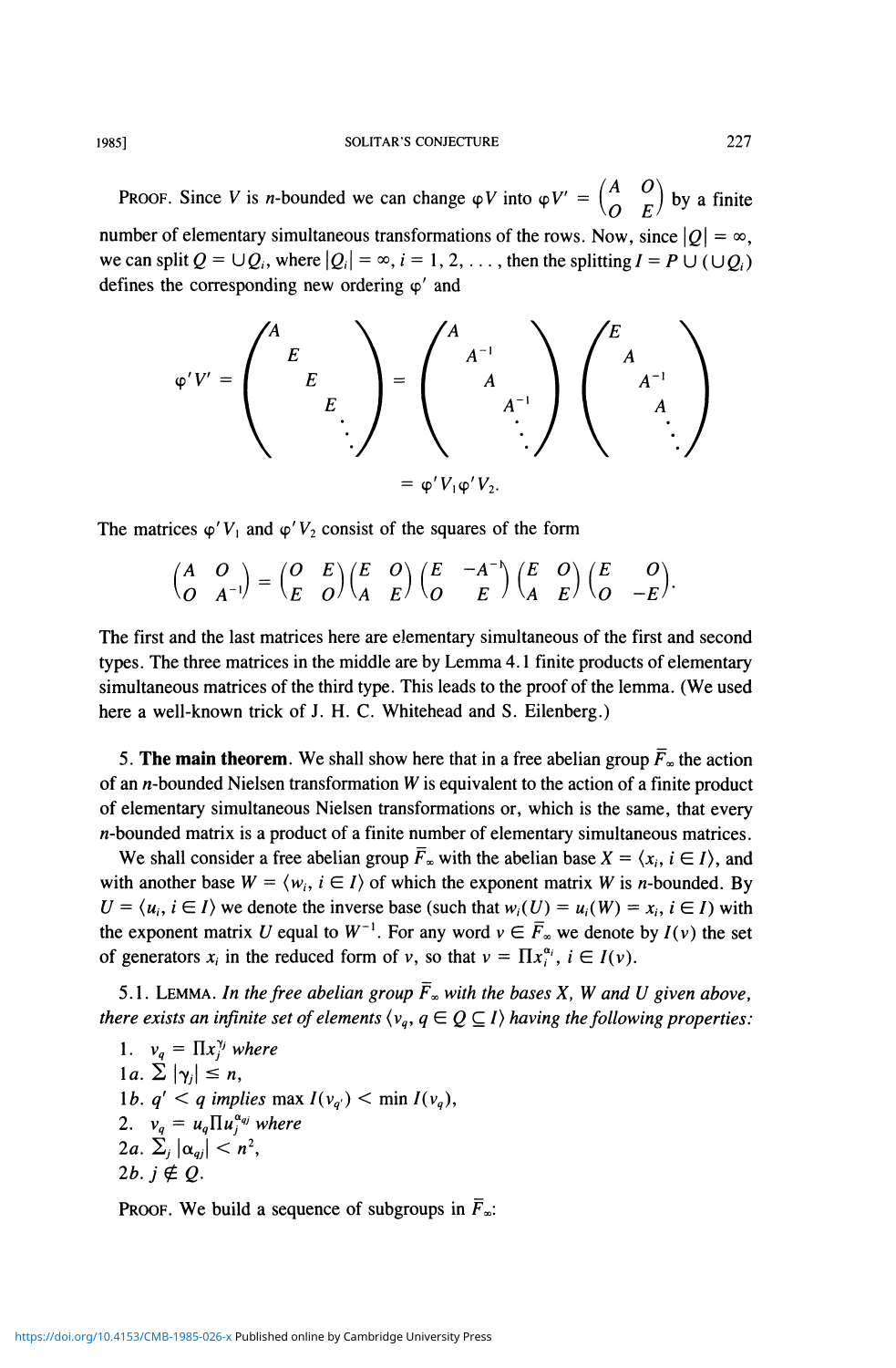PROOF. Since $V$ is $n$-bounded we can change $\varphi V$ into $\varphi V' = \begin{pmatrix} A & O \\ O & E \end{pmatrix}$ by a finite number of elementary simultaneous transformations of the rows. Now, since $|Q| = \infty$, we can split $Q = \cup Q_i$, where $|Q_i| = \infty$, $i = 1, 2, \ldots$, then the splitting $I = P \cup (\cup Q_i)$ defines the corresponding new ordering $\varphi'$ and

$$\varphi' V' = \begin{pmatrix} A & & & & \\ & E & & & \\ & & E & & \\ & & & E & \\ & & & & \ddots \end{pmatrix} = \begin{pmatrix} A & & & & \\ & A^{-1} & & & \\ & & A & & \\ & & & A^{-1} & \\ & & & & \ddots \end{pmatrix} \begin{pmatrix} E & & & & \\ & A & & & \\ & & A^{-1} & & \\ & & & A & \\ & & & & \ddots \end{pmatrix}$$

$$= \varphi' V_1 \varphi' V_2.$$

The matrices $\varphi' V_1$ and $\varphi' V_2$ consist of the squares of the form

$$\begin{pmatrix} A & O \\ O & A^{-1} \end{pmatrix} = \begin{pmatrix} O & E \\ E & O \end{pmatrix} \begin{pmatrix} E & O \\ A & E \end{pmatrix} \begin{pmatrix} E & -A^{-1} \\ O & E \end{pmatrix} \begin{pmatrix} E & O \\ A & E \end{pmatrix} \begin{pmatrix} E & O \\ O & -E \end{pmatrix}.$$

The first and the last matrices here are elementary simultaneous of the first and second types. The three matrices in the middle are by Lemma 4.1 finite products of elementary simultaneous matrices of the third type. This leads to the proof of the lemma. (We used here a well-known trick of J. H. C. Whitehead and S. Eilenberg.)

## 5. The main theorem

We shall show here that in a free abelian group $\bar{F}_\infty$ the action of an $n$-bounded Nielsen transformation $W$ is equivalent to the action of a finite product of elementary simultaneous Nielsen transformations or, which is the same, that every $n$-bounded matrix is a product of a finite number of elementary simultaneous matrices.

We shall consider a free abelian group $\bar{F}_\infty$ with the abelian base $X = \langle x_i, i \in I \rangle$, and with another base $W = \langle w_i, i \in I \rangle$ of which the exponent matrix $W$ is $n$-bounded. By $U = \langle u_i, i \in I \rangle$ we denote the inverse base (such that $w_i(U) = u_i(W) = x_i$, $i \in I$) with the exponent matrix $U$ equal to $W^{-1}$. For any word $v \in \bar{F}_\infty$ we denote by $I(v)$ the set of generators $x_i$ in the reduced form of $v$, so that $v = \Pi x_i^{\alpha_i}$, $i \in I(v)$.

5.1. LEMMA. *In the free abelian group $\bar{F}_\infty$ with the bases $X$, $W$ and $U$ given above, there exists an infinite set of elements $\langle v_q, q \in Q \subseteq I \rangle$ having the following properties:*

1. $v_q = \Pi x_j^{\gamma_j}$ *where*

1a. $\Sigma |\gamma_j| \leq n$,

1b. $q' < q$ *implies* $\max I(v_{q'}) < \min I(v_q)$,

2. $v_q = u_q \Pi u_j^{\alpha_{qj}}$ *where*

2a. $\Sigma_j |\alpha_{qj}| < n^2$,

2b. $j \notin Q$.

PROOF. We build a sequence of subgroups in $\bar{F}_\infty$: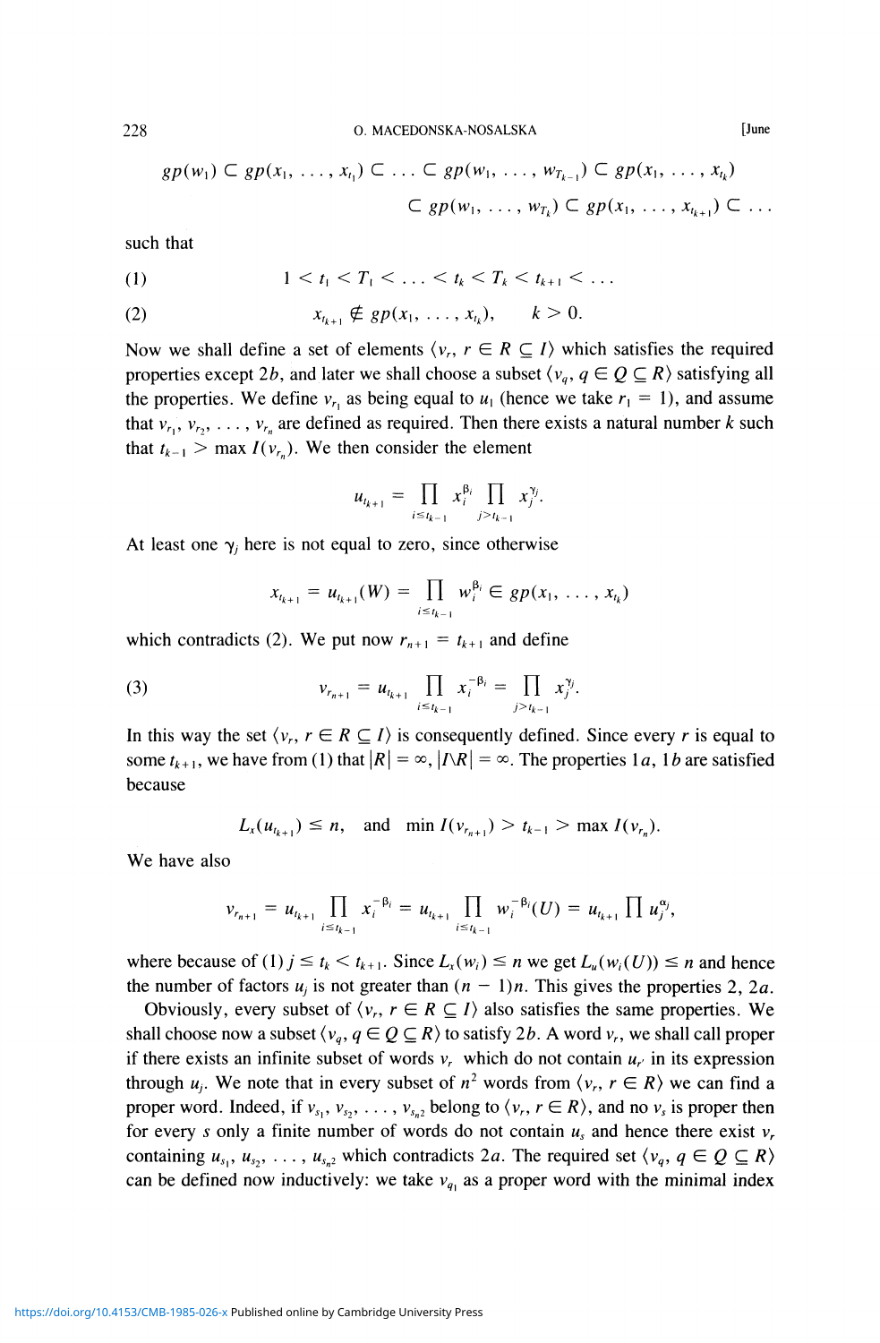$$gp(w_1) \subset gp(x_1, \ldots, x_{t_1}) \subset \ldots \subset gp(w_1, \ldots, w_{T_{k-1}}) \subset gp(x_1, \ldots, x_{t_k})$$
$$\subset gp(w_1, \ldots, w_{T_k}) \subset gp(x_1, \ldots, x_{t_{k+1}}) \subset \ldots$$

such that

$$(1) \qquad 1 < t_1 < T_1 < \ldots < t_k < T_k < t_{k+1} < \ldots$$

$$(2) \qquad x_{t_{k+1}} \notin gp(x_1, \ldots, x_{t_k}), \qquad k > 0.$$

Now we shall define a set of elements $\langle v_r, r \in R \subseteq I \rangle$ which satisfies the required properties except $2b$, and later we shall choose a subset $\langle v_q, q \in Q \subseteq R \rangle$ satisfying all the properties. We define $v_{r_1}$ as being equal to $u_1$ (hence we take $r_1 = 1$), and assume that $v_{r_1}, v_{r_2}, \ldots, v_{r_n}$ are defined as required. Then there exists a natural number $k$ such that $t_{k-1} > \max I(v_{r_n})$. We then consider the element

$$u_{t_{k+1}} = \prod_{i \le t_{k-1}} x_i^{\beta_i} \prod_{j > t_{k-1}} x_j^{\gamma_j}.$$

At least one $\gamma_j$ here is not equal to zero, since otherwise

$$x_{t_{k+1}} = u_{t_{k+1}}(W) = \prod_{i \le t_{k-1}} w_i^{\beta_i} \in gp(x_1, \ldots, x_{t_k})$$

which contradicts (2). We put now $r_{n+1} = t_{k+1}$ and define

$$(3) \qquad v_{r_{n+1}} = u_{t_{k+1}} \prod_{i \le t_{k-1}} x_i^{-\beta_i} = \prod_{j > t_{k-1}} x_j^{\gamma_j}.$$

In this way the set $\langle v_r, r \in R \subseteq I \rangle$ is consequently defined. Since every $r$ is equal to some $t_{k+1}$, we have from (1) that $|R| = \infty$, $|I \backslash R| = \infty$. The properties $1a$, $1b$ are satisfied because

$$L_x(u_{t_{k+1}}) \le n, \quad \text{and} \quad \min I(v_{r_{n+1}}) > t_{k-1} > \max I(v_{r_n}).$$

We have also

$$v_{r_{n+1}} = u_{t_{k+1}} \prod_{i \le t_{k-1}} x_i^{-\beta_i} = u_{t_{k+1}} \prod_{i \le t_{k-1}} w_i^{-\beta_i}(U) = u_{t_{k+1}} \prod u_j^{\alpha_j},$$

where because of (1) $j \le t_k < t_{k+1}$. Since $L_x(w_i) \le n$ we get $L_u(w_i(U)) \le n$ and hence the number of factors $u_j$ is not greater than $(n-1)n$. This gives the properties $2$, $2a$.

Obviously, every subset of $\langle v_r, r \in R \subseteq I \rangle$ also satisfies the same properties. We shall choose now a subset $\langle v_q, q \in Q \subseteq R \rangle$ to satisfy $2b$. A word $v_r$, we shall call proper if there exists an infinite subset of words $v_{r'}$ which do not contain $u_{r'}$ in its expression through $u_j$. We note that in every subset of $n^2$ words from $\langle v_r, r \in R \rangle$ we can find a proper word. Indeed, if $v_{s_1}, v_{s_2}, \ldots, v_{s_{n^2}}$ belong to $\langle v_r, r \in R \rangle$, and no $v_s$ is proper then for every $s$ only a finite number of words do not contain $u_s$ and hence there exist $v_r$ containing $u_{s_1}, u_{s_2}, \ldots, u_{s_{n^2}}$ which contradicts $2a$. The required set $\langle v_q, q \in Q \subseteq R \rangle$ can be defined now inductively: we take $v_{q_1}$ as a proper word with the minimal index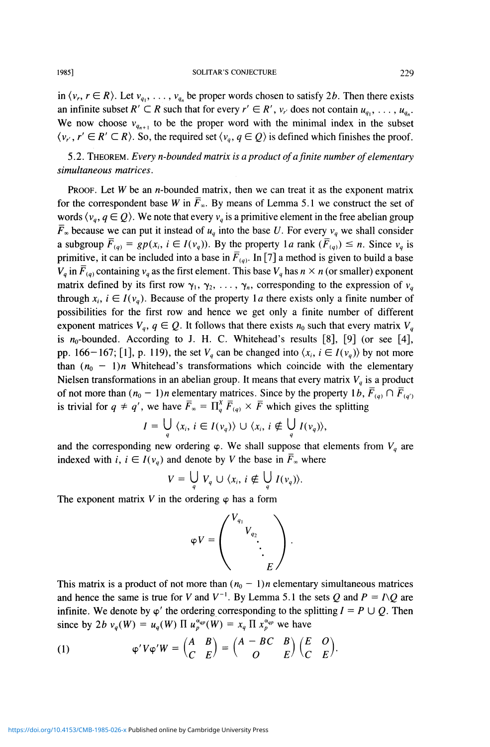in $\langle v_r, r \in R\rangle$. Let $v_{q_1}, \ldots, v_{q_n}$ be proper words chosen to satisfy $2b$. Then there exists an infinite subset $R' \subset R$ such that for every $r' \in R'$, $v_{r'}$ does not contain $u_{q_1}, \ldots, u_{q_n}$. We now choose $v_{q_{n+1}}$ to be the proper word with the minimal index in the subset $\langle v_{r'}, r' \in R' \subset R\rangle$. So, the required set $\langle v_q, q \in Q\rangle$ is defined which finishes the proof.

5.2. THEOREM. *Every n-bounded matrix is a product of a finite number of elementary simultaneous matrices.*

PROOF. Let $W$ be an $n$-bounded matrix, then we can treat it as the exponent matrix for the correspondent base $W$ in $\bar{F}_\infty$. By means of Lemma 5.1 we construct the set of words $\langle v_q, q \in Q\rangle$. We note that every $v_q$ is a primitive element in the free abelian group $\bar{F}_\infty$ because we can put it instead of $u_q$ into the base $U$. For every $v_q$ we shall consider a subgroup $\bar{F}_{(q)} = gp(x_i, i \in I(v_q))$. By the property $1a$ rank $(\bar{F}_{(q)}) \le n$. Since $v_q$ is primitive, it can be included into a base in $\bar{F}_{(q)}$. In [7] a method is given to build a base $V_q$ in $\bar{F}_{(q)}$ containing $v_q$ as the first element. This base $V_q$ has $n \times n$ (or smaller) exponent matrix defined by its first row $\gamma_1, \gamma_2, \ldots, \gamma_n$, corresponding to the expression of $v_q$ through $x_i$, $i \in I(v_q)$. Because of the property $1a$ there exists only a finite number of possibilities for the first row and hence we get only a finite number of different exponent matrices $V_q$, $q \in Q$. It follows that there exists $n_0$ such that every matrix $V_q$ is $n_0$-bounded. According to J. H. C. Whitehead's results [8], [9] (or see [4], pp. 166–167; [1], p. 119), the set $V_q$ can be changed into $\langle x_i, i \in I(v_q)\rangle$ by not more than $(n_0 - 1)n$ Whitehead's transformations which coincide with the elementary Nielsen transformations in an abelian group. It means that every matrix $V_q$ is a product of not more than $(n_0 - 1)n$ elementary matrices. Since by the property $1b$, $\bar{F}_{(q)} \cap \bar{F}_{(q')}$ is trivial for $q \neq q'$, we have $\bar{F}_\infty = \Pi_q^X \bar{F}_{(q)} \times \bar{F}$ which gives the splitting

$$I = \bigcup_q \langle x_i, i \in I(v_q)\rangle \cup \langle x_i, i \notin \bigcup_q I(v_q)\rangle,$$

and the corresponding new ordering $\varphi$. We shall suppose that elements from $V_q$ are indexed with $i$, $i \in I(v_q)$ and denote by $V$ the base in $\bar{F}_\infty$ where

$$V = \bigcup_q V_q \cup \langle x_i, i \notin \bigcup_q I(v_q)\rangle.$$

The exponent matrix $V$ in the ordering $\varphi$ has a form

$$\varphi V = \begin{pmatrix} V_{q_1} & & & \\ & V_{q_2} & & \\ & & \ddots & \\ & & & E \end{pmatrix}.$$

This matrix is a product of not more than $(n_0 - 1)n$ elementary simultaneous matrices and hence the same is true for $V$ and $V^{-1}$. By Lemma 5.1 the sets $Q$ and $P = I \backslash Q$ are infinite. We denote by $\varphi'$ the ordering corresponding to the splitting $I = P \cup Q$. Then since by $2b$ $v_q(W) = u_q(W) \Pi u_p^{\alpha_{qp}}(W) = x_q \Pi x_p^{\alpha_{qp}}$ we have

$$\varphi' V \varphi' W = \begin{pmatrix} A & B \\ C & E \end{pmatrix} = \begin{pmatrix} A - BC & B \\ O & E \end{pmatrix} \begin{pmatrix} E & O \\ C & E \end{pmatrix}. \tag{1}$$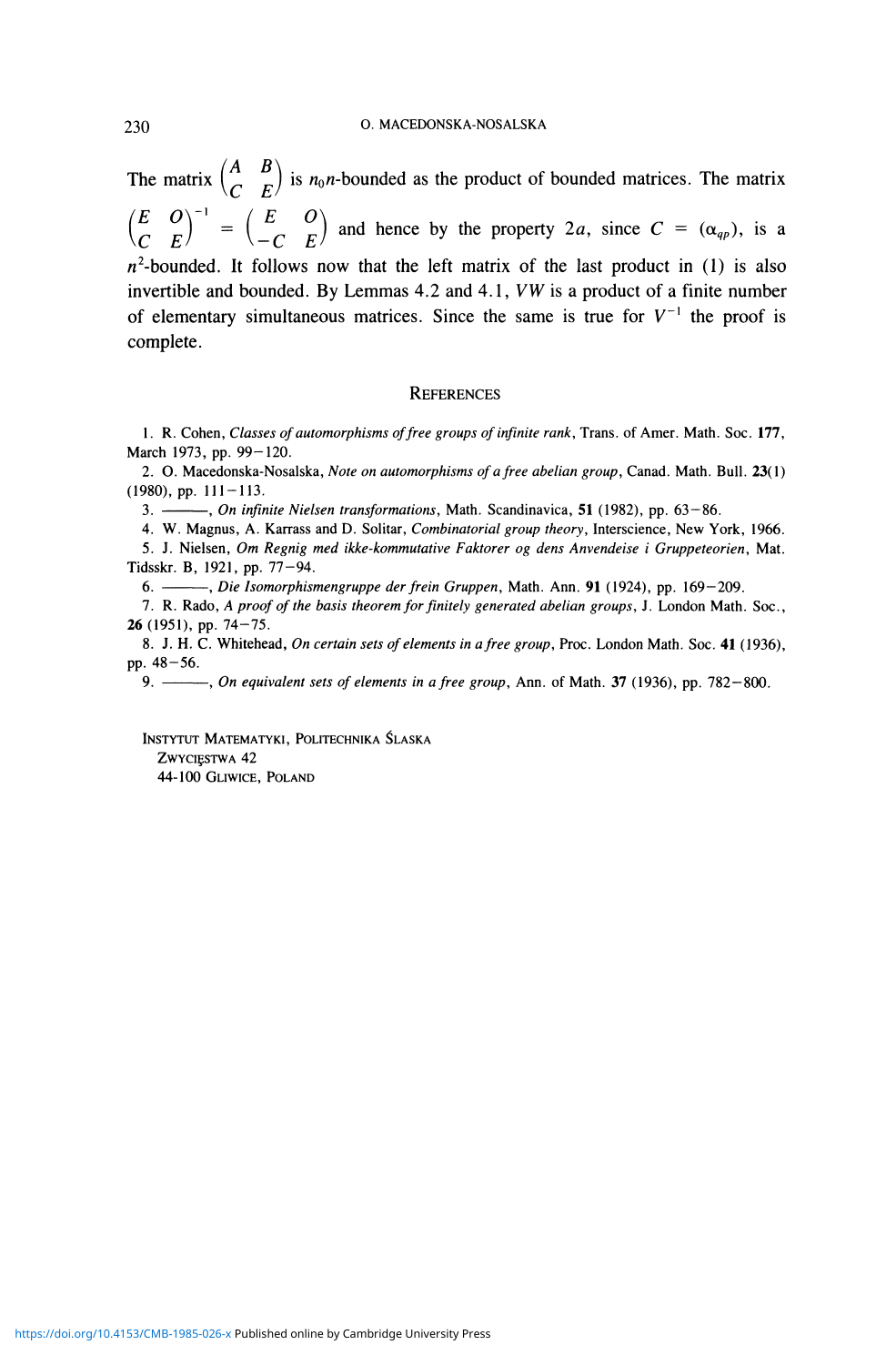The matrix $\begin{pmatrix} A & B \\ C & E \end{pmatrix}$ is $n_0n$-bounded as the product of bounded matrices. The matrix $\begin{pmatrix} E & O \\ C & E \end{pmatrix}^{-1} = \begin{pmatrix} E & O \\ -C & E \end{pmatrix}$ and hence by the property $2a$, since $C = (\alpha_{qp})$, is a $n^2$-bounded. It follows now that the left matrix of the last product in (1) is also invertible and bounded. By Lemmas 4.2 and 4.1, $VW$ is a product of a finite number of elementary simultaneous matrices. Since the same is true for $V^{-1}$ the proof is complete.

## REFERENCES

1. R. Cohen, *Classes of automorphisms of free groups of infinite rank*, Trans. of Amer. Math. Soc. **177**, March 1973, pp. 99–120.
2. O. Macedonska-Nosalska, *Note on automorphisms of a free abelian group*, Canad. Math. Bull. **23**(1) (1980), pp. 111–113.
3. ———, *On infinite Nielsen transformations*, Math. Scandinavica, **51** (1982), pp. 63–86.
4. W. Magnus, A. Karrass and D. Solitar, *Combinatorial group theory*, Interscience, New York, 1966.
5. J. Nielsen, *Om Regnig med ikke-kommutative Faktorer og dens Anvendeise i Gruppeteorien*, Mat. Tidsskr. B, 1921, pp. 77–94.
6. ———, *Die Isomorphismengruppe der frein Gruppen*, Math. Ann. **91** (1924), pp. 169–209.
7. R. Rado, *A proof of the basis theorem for finitely generated abelian groups*, J. London Math. Soc., **26** (1951), pp. 74–75.
8. J. H. C. Whitehead, *On certain sets of elements in a free group*, Proc. London Math. Soc. **41** (1936), pp. 48–56.
9. ———, *On equivalent sets of elements in a free group*, Ann. of Math. **37** (1936), pp. 782–800.

INSTYTUT MATEMATYKI, POLITECHNIKA ŚLASKA
ZWYCIĘSTWA 42
44-100 GLIWICE, POLAND